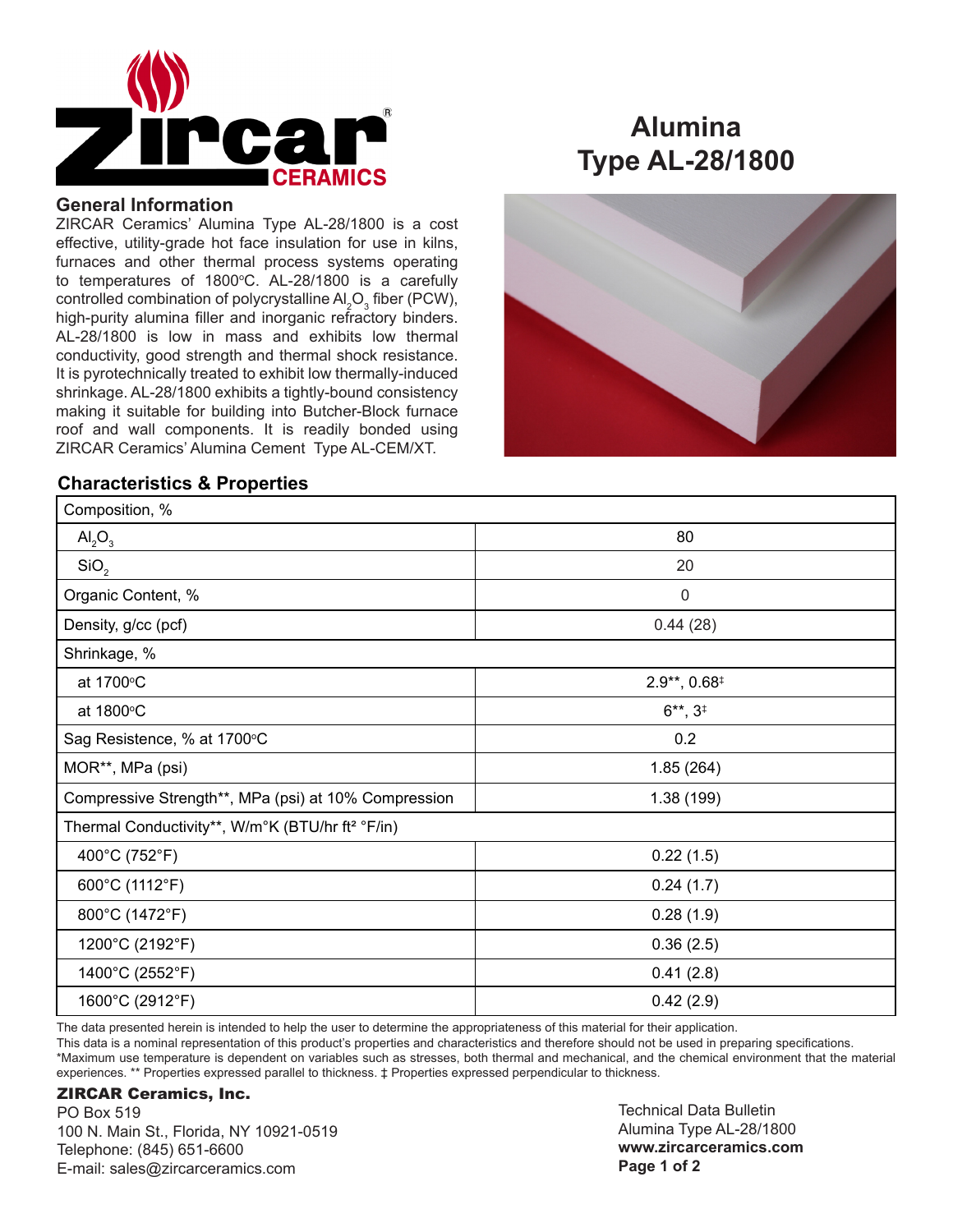# Alumina Type AL-28/1800

## General Information

ZIRCAR Ceramics' Alumina Type AL-28/1800 is a cost effective, utility-grade hot face insulation for use in kilns, furnaces and other thermal process systems operating to temperatures of 1800°C. AL-28/1800 is a carefully controlled combination of polycrystalline $Al_2O_3$ fiber (PCW), high-purity alumina filler and inorganic refractory binders. AL-28/1800 is low in mass and exhibits low thermal conductivity, good strength and thermal shock resistance. It is pyrotechnically treated to exhibit low thermally-induced shrinkage. AL-28/1800 exhibits a tightly-bound consistency making it suitable for building into Butcher-Block furnace roof and wall components. It is readily bonded using ZIRCAR Ceramics' Alumina Cement Type AL-CEM/XT.

## Characteristics & Properties

| Property | Value |
|---|---|
| Composition, % | |
| $Al_2O_3$ | 80 |
| $SiO_2$ | 20 |
| Organic Content, % | 0 |
| Density, g/cc (pcf) | 0.44 (28) |
| Shrinkage, % | |
| at 1700°C | 2.9**, 0.68‡ |
| at 1800°C | 6**, 3‡ |
| Sag Resistence, % at 1700°C | 0.2 |
| MOR**, MPa (psi) | 1.85 (264) |
| Compressive Strength**, MPa (psi) at 10% Compression | 1.38 (199) |
| Thermal Conductivity**, W/m°K (BTU/hr ft² °F/in) | |
| 400°C (752°F) | 0.22 (1.5) |
| 600°C (1112°F) | 0.24 (1.7) |
| 800°C (1472°F) | 0.28 (1.9) |
| 1200°C (2192°F) | 0.36 (2.5) |
| 1400°C (2552°F) | 0.41 (2.8) |
| 1600°C (2912°F) | 0.42 (2.9) |

The data presented herein is intended to help the user to determine the appropriateness of this material for their application.
This data is a nominal representation of this product's properties and characteristics and therefore should not be used in preparing specifications.
*Maximum use temperature is dependent on variables such as stresses, both thermal and mechanical, and the chemical environment that the material experiences. ** Properties expressed parallel to thickness. ‡ Properties expressed perpendicular to thickness.

**ZIRCAR Ceramics, Inc.**
PO Box 519
100 N. Main St., Florida, NY 10921-0519
Telephone: (845) 651-6600
E-mail: sales@zircarceramics.com

Technical Data Bulletin
Alumina Type AL-28/1800
**www.zircarceramics.com**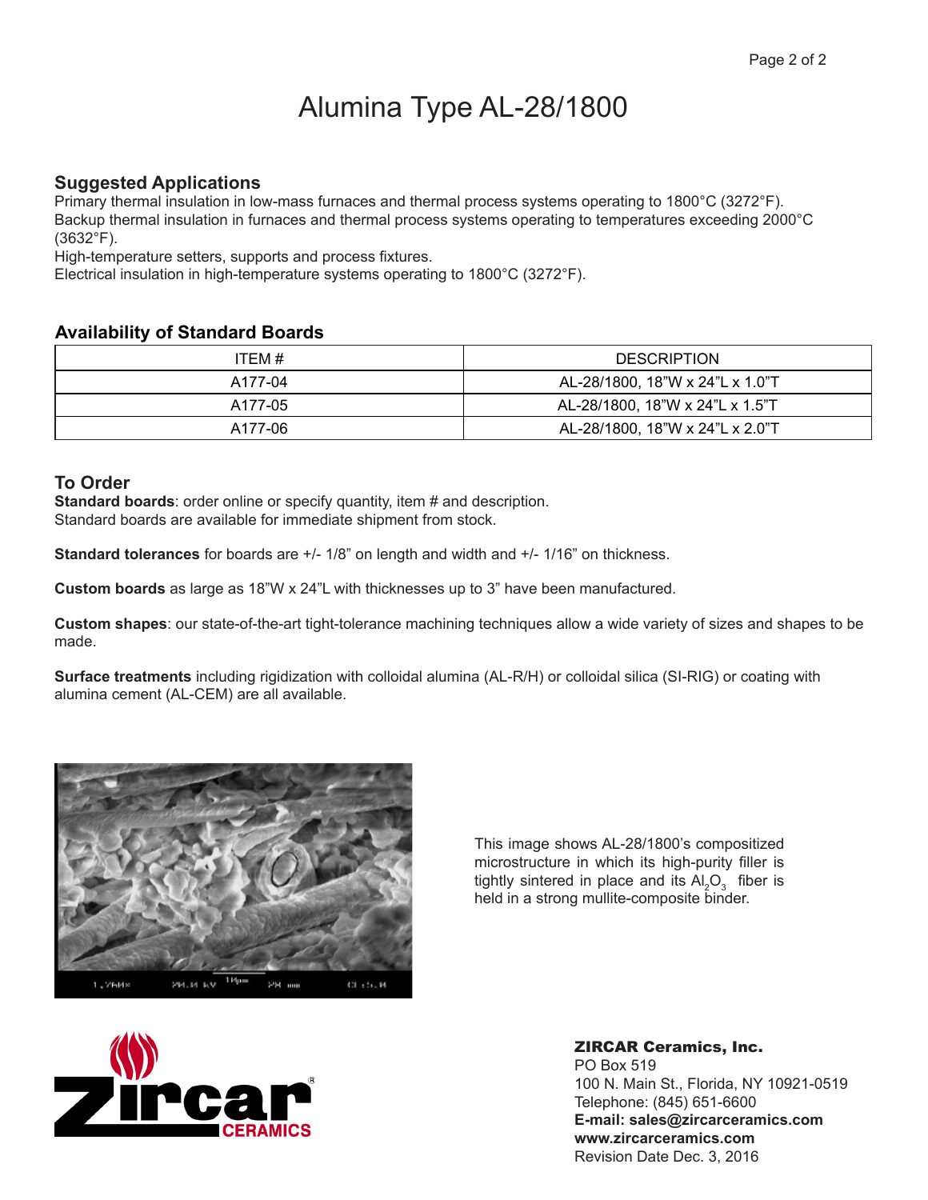# Alumina Type AL-28/1800

## Suggested Applications

Primary thermal insulation in low-mass furnaces and thermal process systems operating to 1800°C (3272°F).
Backup thermal insulation in furnaces and thermal process systems operating to temperatures exceeding 2000°C (3632°F).
High-temperature setters, supports and process fixtures.
Electrical insulation in high-temperature systems operating to 1800°C (3272°F).

## Availability of Standard Boards

| ITEM # | DESCRIPTION |
|---|---|
| A177-04 | AL-28/1800, 18"W x 24"L x 1.0"T |
| A177-05 | AL-28/1800, 18"W x 24"L x 1.5"T |
| A177-06 | AL-28/1800, 18"W x 24"L x 2.0"T |

## To Order

**Standard boards**: order online or specify quantity, item # and description.
Standard boards are available for immediate shipment from stock.

**Standard tolerances** for boards are +/- 1/8" on length and width and +/- 1/16" on thickness.

**Custom boards** as large as 18"W x 24"L with thicknesses up to 3" have been manufactured.

**Custom shapes**: our state-of-the-art tight-tolerance machining techniques allow a wide variety of sizes and shapes to be made.

**Surface treatments** including rigidization with colloidal alumina (AL-R/H) or colloidal silica (SI-RIG) or coating with alumina cement (AL-CEM) are all available.

This image shows AL-28/1800's compositized microstructure in which its high-purity filler is tightly sintered in place and its $Al_2O_3$ fiber is held in a strong mullite-composite binder.

**ZIRCAR Ceramics, Inc.**
PO Box 519
100 N. Main St., Florida, NY 10921-0519
Telephone: (845) 651-6600
**E-mail: sales@zircarceramics.com**
**www.zircarceramics.com**
Revision Date Dec. 3, 2016